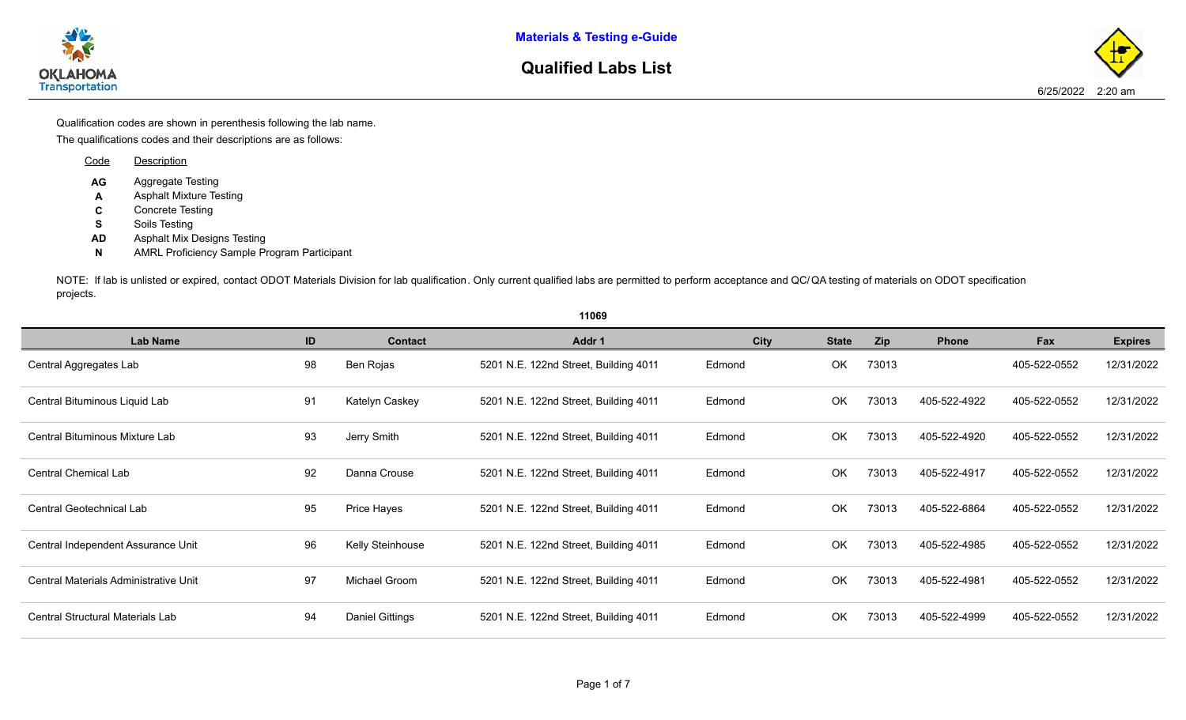**Materials & Testing e-Guide**

# Qualified Labs List

6/25/2022 2:20 am

Qualification codes are shown in perenthesis following the lab name.

The qualifications codes and their descriptions are as follows:

| Code | Description |
|---|---|
| **AG** | Aggregate Testing |
| **A** | Asphalt Mixture Testing |
| **C** | Concrete Testing |
| **S** | Soils Testing |
| **AD** | Asphalt Mix Designs Testing |
| **N** | AMRL Proficiency Sample Program Participant |

NOTE: If lab is unlisted or expired, contact ODOT Materials Division for lab qualification. Only current qualified labs are permitted to perform acceptance and QC/QA testing of materials on ODOT specification projects.

**11069**

| Lab Name | ID | Contact | Addr 1 | City | State | Zip | Phone | Fax | Expires |
|---|---|---|---|---|---|---|---|---|---|
| Central Aggregates Lab | 98 | Ben Rojas | 5201 N.E. 122nd Street, Building 4011 | Edmond | OK | 73013 | | 405-522-0552 | 12/31/2022 |
| Central Bituminous Liquid Lab | 91 | Katelyn Caskey | 5201 N.E. 122nd Street, Building 4011 | Edmond | OK | 73013 | 405-522-4922 | 405-522-0552 | 12/31/2022 |
| Central Bituminous Mixture Lab | 93 | Jerry Smith | 5201 N.E. 122nd Street, Building 4011 | Edmond | OK | 73013 | 405-522-4920 | 405-522-0552 | 12/31/2022 |
| Central Chemical Lab | 92 | Danna Crouse | 5201 N.E. 122nd Street, Building 4011 | Edmond | OK | 73013 | 405-522-4917 | 405-522-0552 | 12/31/2022 |
| Central Geotechnical Lab | 95 | Price Hayes | 5201 N.E. 122nd Street, Building 4011 | Edmond | OK | 73013 | 405-522-6864 | 405-522-0552 | 12/31/2022 |
| Central Independent Assurance Unit | 96 | Kelly Steinhouse | 5201 N.E. 122nd Street, Building 4011 | Edmond | OK | 73013 | 405-522-4985 | 405-522-0552 | 12/31/2022 |
| Central Materials Administrative Unit | 97 | Michael Groom | 5201 N.E. 122nd Street, Building 4011 | Edmond | OK | 73013 | 405-522-4981 | 405-522-0552 | 12/31/2022 |
| Central Structural Materials Lab | 94 | Daniel Gittings | 5201 N.E. 122nd Street, Building 4011 | Edmond | OK | 73013 | 405-522-4999 | 405-522-0552 | 12/31/2022 |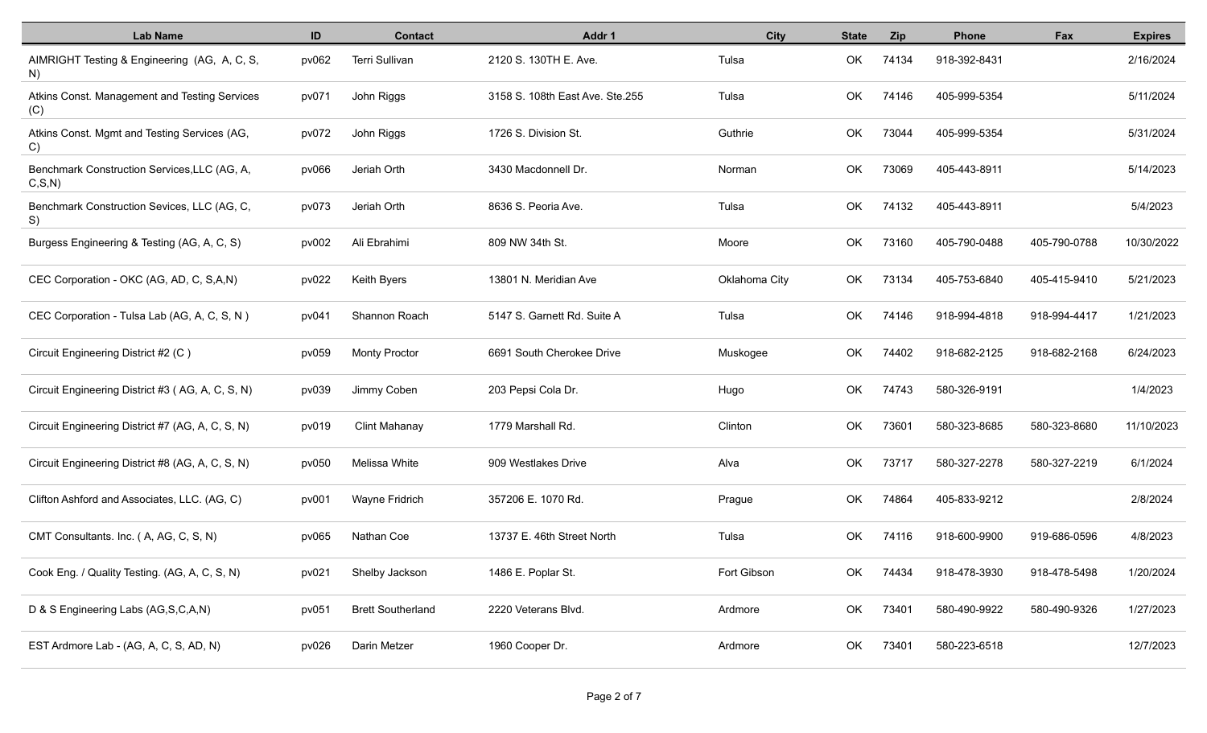| Lab Name | ID | Contact | Addr 1 | City | State | Zip | Phone | Fax | Expires |
|---|---|---|---|---|---|---|---|---|---|
| AIMRIGHT Testing & Engineering (AG, A, C, S, N) | pv062 | Terri Sullivan | 2120 S. 130TH E. Ave. | Tulsa | OK | 74134 | 918-392-8431 | | 2/16/2024 |
| Atkins Const. Management and Testing Services (C) | pv071 | John Riggs | 3158 S. 108th East Ave. Ste.255 | Tulsa | OK | 74146 | 405-999-5354 | | 5/11/2024 |
| Atkins Const. Mgmt and Testing Services (AG, C) | pv072 | John Riggs | 1726 S. Division St. | Guthrie | OK | 73044 | 405-999-5354 | | 5/31/2024 |
| Benchmark Construction Services,LLC (AG, A, C,S,N) | pv066 | Jeriah Orth | 3430 Macdonnell Dr. | Norman | OK | 73069 | 405-443-8911 | | 5/14/2023 |
| Benchmark Construction Sevices, LLC (AG, C, S) | pv073 | Jeriah Orth | 8636 S. Peoria Ave. | Tulsa | OK | 74132 | 405-443-8911 | | 5/4/2023 |
| Burgess Engineering & Testing (AG, A, C, S) | pv002 | Ali Ebrahimi | 809 NW 34th St. | Moore | OK | 73160 | 405-790-0488 | 405-790-0788 | 10/30/2022 |
| CEC Corporation - OKC (AG, AD, C, S,A,N) | pv022 | Keith Byers | 13801 N. Meridian Ave | Oklahoma City | OK | 73134 | 405-753-6840 | 405-415-9410 | 5/21/2023 |
| CEC Corporation - Tulsa Lab (AG, A, C, S, N ) | pv041 | Shannon Roach | 5147 S. Garnett Rd. Suite A | Tulsa | OK | 74146 | 918-994-4818 | 918-994-4417 | 1/21/2023 |
| Circuit Engineering District #2 (C ) | pv059 | Monty Proctor | 6691 South Cherokee Drive | Muskogee | OK | 74402 | 918-682-2125 | 918-682-2168 | 6/24/2023 |
| Circuit Engineering District #3 ( AG, A, C, S, N) | pv039 | Jimmy Coben | 203 Pepsi Cola Dr. | Hugo | OK | 74743 | 580-326-9191 | | 1/4/2023 |
| Circuit Engineering District #7 (AG, A, C, S, N) | pv019 | Clint Mahanay | 1779 Marshall Rd. | Clinton | OK | 73601 | 580-323-8685 | 580-323-8680 | 11/10/2023 |
| Circuit Engineering District #8 (AG, A, C, S, N) | pv050 | Melissa White | 909 Westlakes Drive | Alva | OK | 73717 | 580-327-2278 | 580-327-2219 | 6/1/2024 |
| Clifton Ashford and Associates, LLC. (AG, C) | pv001 | Wayne Fridrich | 357206 E. 1070 Rd. | Prague | OK | 74864 | 405-833-9212 | | 2/8/2024 |
| CMT Consultants. Inc. ( A, AG, C, S, N) | pv065 | Nathan Coe | 13737 E. 46th Street North | Tulsa | OK | 74116 | 918-600-9900 | 919-686-0596 | 4/8/2023 |
| Cook Eng. / Quality Testing. (AG, A, C, S, N) | pv021 | Shelby Jackson | 1486 E. Poplar St. | Fort Gibson | OK | 74434 | 918-478-3930 | 918-478-5498 | 1/20/2024 |
| D & S Engineering Labs (AG,S,C,A,N) | pv051 | Brett Southerland | 2220 Veterans Blvd. | Ardmore | OK | 73401 | 580-490-9922 | 580-490-9326 | 1/27/2023 |
| EST Ardmore Lab - (AG, A, C, S, AD, N) | pv026 | Darin Metzer | 1960 Cooper Dr. | Ardmore | OK | 73401 | 580-223-6518 | | 12/7/2023 |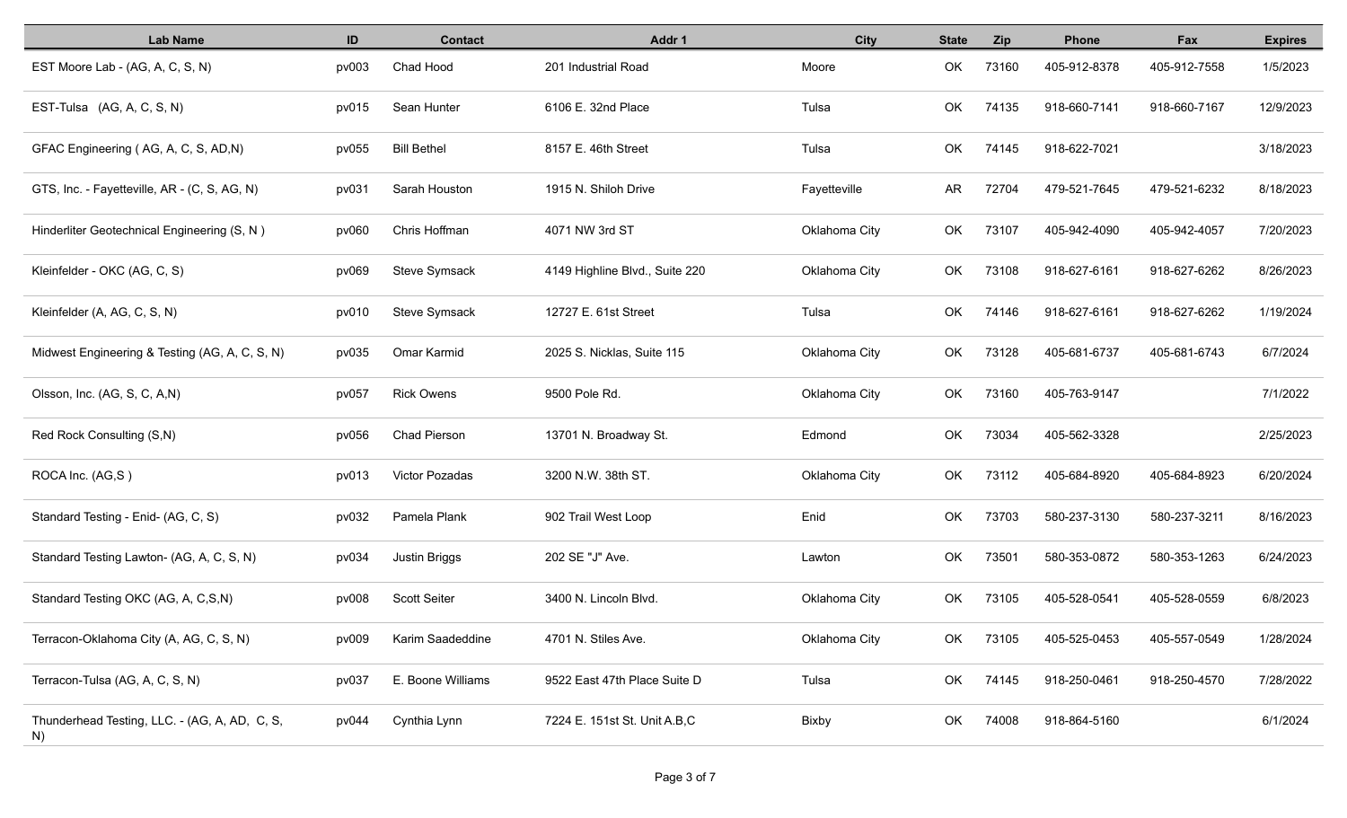| Lab Name | ID | Contact | Addr 1 | City | State | Zip | Phone | Fax | Expires |
|---|---|---|---|---|---|---|---|---|---|
| EST Moore Lab - (AG, A, C, S, N) | pv003 | Chad Hood | 201 Industrial Road | Moore | OK | 73160 | 405-912-8378 | 405-912-7558 | 1/5/2023 |
| EST-Tulsa (AG, A, C, S, N) | pv015 | Sean Hunter | 6106 E. 32nd Place | Tulsa | OK | 74135 | 918-660-7141 | 918-660-7167 | 12/9/2023 |
| GFAC Engineering ( AG, A, C, S, AD,N) | pv055 | Bill Bethel | 8157 E. 46th Street | Tulsa | OK | 74145 | 918-622-7021 | | 3/18/2023 |
| GTS, Inc. - Fayetteville, AR - (C, S, AG, N) | pv031 | Sarah Houston | 1915 N. Shiloh Drive | Fayetteville | AR | 72704 | 479-521-7645 | 479-521-6232 | 8/18/2023 |
| Hinderliter Geotechnical Engineering (S, N ) | pv060 | Chris Hoffman | 4071 NW 3rd ST | Oklahoma City | OK | 73107 | 405-942-4090 | 405-942-4057 | 7/20/2023 |
| Kleinfelder - OKC (AG, C, S) | pv069 | Steve Symsack | 4149 Highline Blvd., Suite 220 | Oklahoma City | OK | 73108 | 918-627-6161 | 918-627-6262 | 8/26/2023 |
| Kleinfelder (A, AG, C, S, N) | pv010 | Steve Symsack | 12727 E. 61st Street | Tulsa | OK | 74146 | 918-627-6161 | 918-627-6262 | 1/19/2024 |
| Midwest Engineering & Testing (AG, A, C, S, N) | pv035 | Omar Karmid | 2025 S. Nicklas, Suite 115 | Oklahoma City | OK | 73128 | 405-681-6737 | 405-681-6743 | 6/7/2024 |
| Olsson, Inc. (AG, S, C, A,N) | pv057 | Rick Owens | 9500 Pole Rd. | Oklahoma City | OK | 73160 | 405-763-9147 | | 7/1/2022 |
| Red Rock Consulting (S,N) | pv056 | Chad Pierson | 13701 N. Broadway St. | Edmond | OK | 73034 | 405-562-3328 | | 2/25/2023 |
| ROCA Inc. (AG,S ) | pv013 | Victor Pozadas | 3200 N.W. 38th ST. | Oklahoma City | OK | 73112 | 405-684-8920 | 405-684-8923 | 6/20/2024 |
| Standard Testing - Enid- (AG, C, S) | pv032 | Pamela Plank | 902 Trail West Loop | Enid | OK | 73703 | 580-237-3130 | 580-237-3211 | 8/16/2023 |
| Standard Testing Lawton- (AG, A, C, S, N) | pv034 | Justin Briggs | 202 SE "J" Ave. | Lawton | OK | 73501 | 580-353-0872 | 580-353-1263 | 6/24/2023 |
| Standard Testing OKC (AG, A, C,S,N) | pv008 | Scott Seiter | 3400 N. Lincoln Blvd. | Oklahoma City | OK | 73105 | 405-528-0541 | 405-528-0559 | 6/8/2023 |
| Terracon-Oklahoma City (A, AG, C, S, N) | pv009 | Karim Saadeddine | 4701 N. Stiles Ave. | Oklahoma City | OK | 73105 | 405-525-0453 | 405-557-0549 | 1/28/2024 |
| Terracon-Tulsa (AG, A, C, S, N) | pv037 | E. Boone Williams | 9522 East 47th Place Suite D | Tulsa | OK | 74145 | 918-250-0461 | 918-250-4570 | 7/28/2022 |
| Thunderhead Testing, LLC. - (AG, A, AD, C, S, N) | pv044 | Cynthia Lynn | 7224 E. 151st St. Unit A.B,C | Bixby | OK | 74008 | 918-864-5160 | | 6/1/2024 |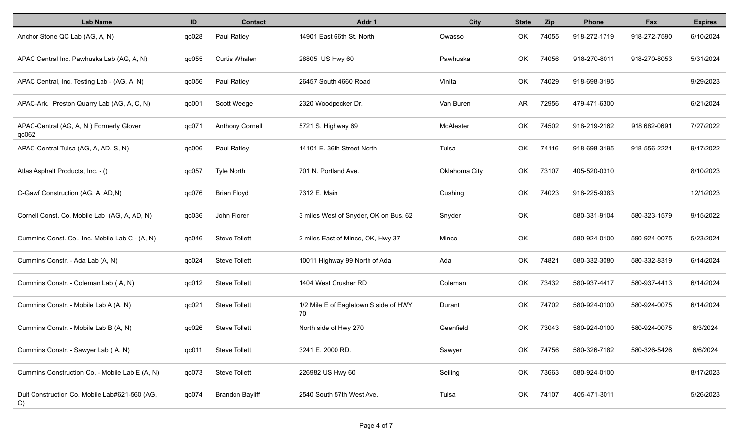| Lab Name | ID | Contact | Addr 1 | City | State | Zip | Phone | Fax | Expires |
|---|---|---|---|---|---|---|---|---|---|
| Anchor Stone QC Lab (AG, A, N) | qc028 | Paul Ratley | 14901 East 66th St. North | Owasso | OK | 74055 | 918-272-1719 | 918-272-7590 | 6/10/2024 |
| APAC Central Inc. Pawhuska Lab (AG, A, N) | qc055 | Curtis Whalen | 28805 US Hwy 60 | Pawhuska | OK | 74056 | 918-270-8011 | 918-270-8053 | 5/31/2024 |
| APAC Central, Inc. Testing Lab - (AG, A, N) | qc056 | Paul Ratley | 26457 South 4660 Road | Vinita | OK | 74029 | 918-698-3195 | | 9/29/2023 |
| APAC-Ark. Preston Quarry Lab (AG, A, C, N) | qc001 | Scott Weege | 2320 Woodpecker Dr. | Van Buren | AR | 72956 | 479-471-6300 | | 6/21/2024 |
| APAC-Central (AG, A, N ) Formerly Glover qc062 | qc071 | Anthony Cornell | 5721 S. Highway 69 | McAlester | OK | 74502 | 918-219-2162 | 918 682-0691 | 7/27/2022 |
| APAC-Central Tulsa (AG, A, AD, S, N) | qc006 | Paul Ratley | 14101 E. 36th Street North | Tulsa | OK | 74116 | 918-698-3195 | 918-556-2221 | 9/17/2022 |
| Atlas Asphalt Products, Inc. - () | qc057 | Tyle North | 701 N. Portland Ave. | Oklahoma City | OK | 73107 | 405-520-0310 | | 8/10/2023 |
| C-Gawf Construction (AG, A, AD,N) | qc076 | Brian Floyd | 7312 E. Main | Cushing | OK | 74023 | 918-225-9383 | | 12/1/2023 |
| Cornell Const. Co. Mobile Lab (AG, A, AD, N) | qc036 | John Florer | 3 miles West of Snyder, OK on Bus. 62 | Snyder | OK | | 580-331-9104 | 580-323-1579 | 9/15/2022 |
| Cummins Const. Co., Inc. Mobile Lab C - (A, N) | qc046 | Steve Tollett | 2 miles East of Minco, OK, Hwy 37 | Minco | OK | | 580-924-0100 | 590-924-0075 | 5/23/2024 |
| Cummins Constr. - Ada Lab (A, N) | qc024 | Steve Tollett | 10011 Highway 99 North of Ada | Ada | OK | 74821 | 580-332-3080 | 580-332-8319 | 6/14/2024 |
| Cummins Constr. - Coleman Lab ( A, N) | qc012 | Steve Tollett | 1404 West Crusher RD | Coleman | OK | 73432 | 580-937-4417 | 580-937-4413 | 6/14/2024 |
| Cummins Constr. - Mobile Lab A (A, N) | qc021 | Steve Tollett | 1/2 Mile E of Eagletown S side of HWY 70 | Durant | OK | 74702 | 580-924-0100 | 580-924-0075 | 6/14/2024 |
| Cummins Constr. - Mobile Lab B (A, N) | qc026 | Steve Tollett | North side of Hwy 270 | Geenfield | OK | 73043 | 580-924-0100 | 580-924-0075 | 6/3/2024 |
| Cummins Constr. - Sawyer Lab ( A, N) | qc011 | Steve Tollett | 3241 E. 2000 RD. | Sawyer | OK | 74756 | 580-326-7182 | 580-326-5426 | 6/6/2024 |
| Cummins Construction Co. - Mobile Lab E (A, N) | qc073 | Steve Tollett | 226982 US Hwy 60 | Seiling | OK | 73663 | 580-924-0100 | | 8/17/2023 |
| Duit Construction Co. Mobile Lab#621-560 (AG, C) | qc074 | Brandon Bayliff | 2540 South 57th West Ave. | Tulsa | OK | 74107 | 405-471-3011 | | 5/26/2023 |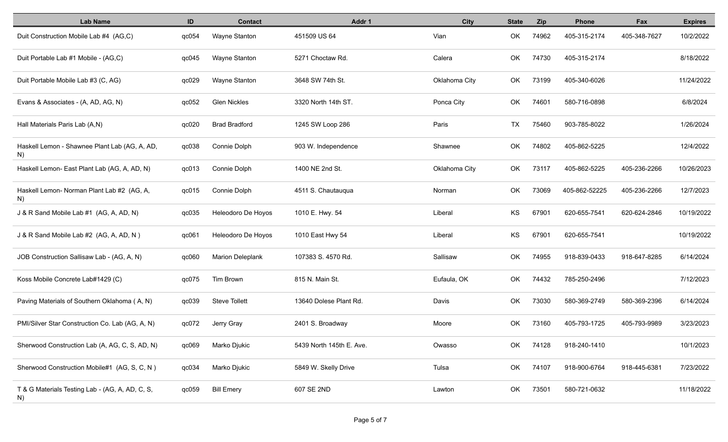| Lab Name | ID | Contact | Addr 1 | City | State | Zip | Phone | Fax | Expires |
|---|---|---|---|---|---|---|---|---|---|
| Duit Construction Mobile Lab #4 (AG,C) | qc054 | Wayne Stanton | 451509 US 64 | Vian | OK | 74962 | 405-315-2174 | 405-348-7627 | 10/2/2022 |
| Duit Portable Lab #1 Mobile - (AG,C) | qc045 | Wayne Stanton | 5271 Choctaw Rd. | Calera | OK | 74730 | 405-315-2174 | | 8/18/2022 |
| Duit Portable Mobile Lab #3 (C, AG) | qc029 | Wayne Stanton | 3648 SW 74th St. | Oklahoma City | OK | 73199 | 405-340-6026 | | 11/24/2022 |
| Evans & Associates - (A, AD, AG, N) | qc052 | Glen Nickles | 3320 North 14th ST. | Ponca City | OK | 74601 | 580-716-0898 | | 6/8/2024 |
| Hall Materials Paris Lab (A,N) | qc020 | Brad Bradford | 1245 SW Loop 286 | Paris | TX | 75460 | 903-785-8022 | | 1/26/2024 |
| Haskell Lemon - Shawnee Plant Lab (AG, A, AD, N) | qc038 | Connie Dolph | 903 W. Independence | Shawnee | OK | 74802 | 405-862-5225 | | 12/4/2022 |
| Haskell Lemon- East Plant Lab (AG, A, AD, N) | qc013 | Connie Dolph | 1400 NE 2nd St. | Oklahoma City | OK | 73117 | 405-862-5225 | 405-236-2266 | 10/26/2023 |
| Haskell Lemon- Norman Plant Lab #2 (AG, A, N) | qc015 | Connie Dolph | 4511 S. Chautauqua | Norman | OK | 73069 | 405-862-52225 | 405-236-2266 | 12/7/2023 |
| J & R Sand Mobile Lab #1 (AG, A, AD, N) | qc035 | Heleodoro De Hoyos | 1010 E. Hwy. 54 | Liberal | KS | 67901 | 620-655-7541 | 620-624-2846 | 10/19/2022 |
| J & R Sand Mobile Lab #2 (AG, A, AD, N ) | qc061 | Heleodoro De Hoyos | 1010 East Hwy 54 | Liberal | KS | 67901 | 620-655-7541 | | 10/19/2022 |
| JOB Construction Sallisaw Lab - (AG, A, N) | qc060 | Marion Deleplank | 107383 S. 4570 Rd. | Sallisaw | OK | 74955 | 918-839-0433 | 918-647-8285 | 6/14/2024 |
| Koss Mobile Concrete Lab#1429 (C) | qc075 | Tim Brown | 815 N. Main St. | Eufaula, OK | OK | 74432 | 785-250-2496 | | 7/12/2023 |
| Paving Materials of Southern Oklahoma ( A, N) | qc039 | Steve Tollett | 13640 Dolese Plant Rd. | Davis | OK | 73030 | 580-369-2749 | 580-369-2396 | 6/14/2024 |
| PMI/Silver Star Construction Co. Lab (AG, A, N) | qc072 | Jerry Gray | 2401 S. Broadway | Moore | OK | 73160 | 405-793-1725 | 405-793-9989 | 3/23/2023 |
| Sherwood Construction Lab (A, AG, C, S, AD, N) | qc069 | Marko Djukic | 5439 North 145th E. Ave. | Owasso | OK | 74128 | 918-240-1410 | | 10/1/2023 |
| Sherwood Construction Mobile#1 (AG, S, C, N ) | qc034 | Marko Djukic | 5849 W. Skelly Drive | Tulsa | OK | 74107 | 918-900-6764 | 918-445-6381 | 7/23/2022 |
| T & G Materials Testing Lab - (AG, A, AD, C, S, N) | qc059 | Bill Emery | 607 SE 2ND | Lawton | OK | 73501 | 580-721-0632 | | 11/18/2022 |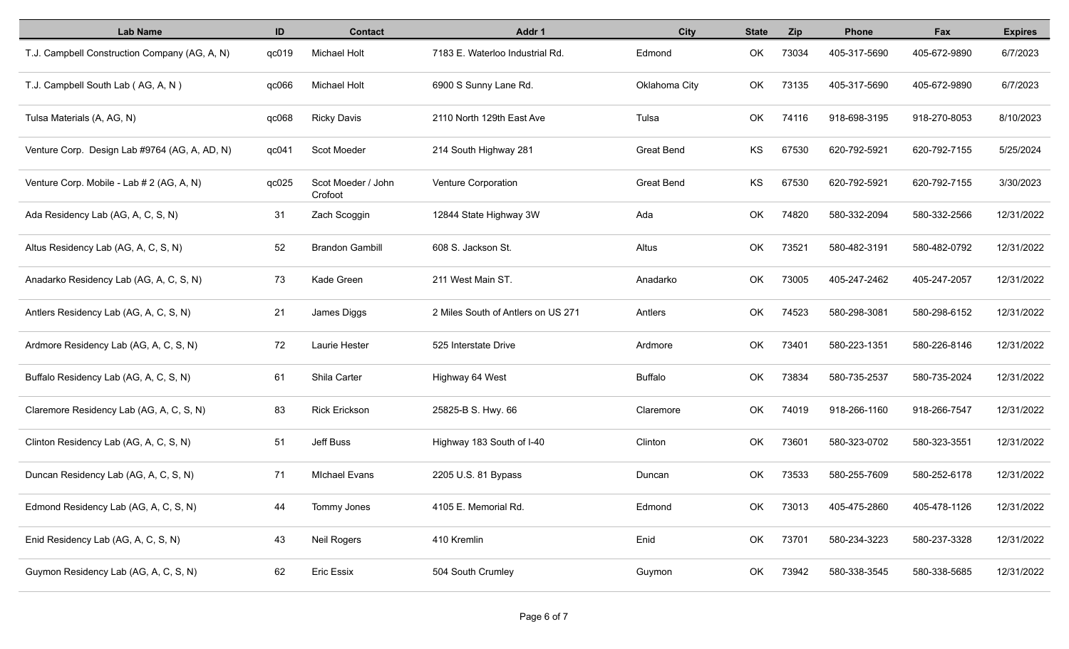| Lab Name | ID | Contact | Addr 1 | City | State | Zip | Phone | Fax | Expires |
|---|---|---|---|---|---|---|---|---|---|
| T.J. Campbell Construction Company (AG, A, N) | qc019 | Michael Holt | 7183 E. Waterloo Industrial Rd. | Edmond | OK | 73034 | 405-317-5690 | 405-672-9890 | 6/7/2023 |
| T.J. Campbell South Lab ( AG, A, N ) | qc066 | Michael Holt | 6900 S Sunny Lane Rd. | Oklahoma City | OK | 73135 | 405-317-5690 | 405-672-9890 | 6/7/2023 |
| Tulsa Materials (A, AG, N) | qc068 | Ricky Davis | 2110 North 129th East Ave | Tulsa | OK | 74116 | 918-698-3195 | 918-270-8053 | 8/10/2023 |
| Venture Corp. Design Lab #9764 (AG, A, AD, N) | qc041 | Scot Moeder | 214 South Highway 281 | Great Bend | KS | 67530 | 620-792-5921 | 620-792-7155 | 5/25/2024 |
| Venture Corp. Mobile - Lab # 2 (AG, A, N) | qc025 | Scot Moeder / John Crofoot | Venture Corporation | Great Bend | KS | 67530 | 620-792-5921 | 620-792-7155 | 3/30/2023 |
| Ada Residency Lab (AG, A, C, S, N) | 31 | Zach Scoggin | 12844 State Highway 3W | Ada | OK | 74820 | 580-332-2094 | 580-332-2566 | 12/31/2022 |
| Altus Residency Lab (AG, A, C, S, N) | 52 | Brandon Gambill | 608 S. Jackson St. | Altus | OK | 73521 | 580-482-3191 | 580-482-0792 | 12/31/2022 |
| Anadarko Residency Lab (AG, A, C, S, N) | 73 | Kade Green | 211 West Main ST. | Anadarko | OK | 73005 | 405-247-2462 | 405-247-2057 | 12/31/2022 |
| Antlers Residency Lab (AG, A, C, S, N) | 21 | James Diggs | 2 Miles South of Antlers on US 271 | Antlers | OK | 74523 | 580-298-3081 | 580-298-6152 | 12/31/2022 |
| Ardmore Residency Lab (AG, A, C, S, N) | 72 | Laurie Hester | 525 Interstate Drive | Ardmore | OK | 73401 | 580-223-1351 | 580-226-8146 | 12/31/2022 |
| Buffalo Residency Lab (AG, A, C, S, N) | 61 | Shila Carter | Highway 64 West | Buffalo | OK | 73834 | 580-735-2537 | 580-735-2024 | 12/31/2022 |
| Claremore Residency Lab (AG, A, C, S, N) | 83 | Rick Erickson | 25825-B S. Hwy. 66 | Claremore | OK | 74019 | 918-266-1160 | 918-266-7547 | 12/31/2022 |
| Clinton Residency Lab (AG, A, C, S, N) | 51 | Jeff Buss | Highway 183 South of I-40 | Clinton | OK | 73601 | 580-323-0702 | 580-323-3551 | 12/31/2022 |
| Duncan Residency Lab (AG, A, C, S, N) | 71 | MIchael Evans | 2205 U.S. 81 Bypass | Duncan | OK | 73533 | 580-255-7609 | 580-252-6178 | 12/31/2022 |
| Edmond Residency Lab (AG, A, C, S, N) | 44 | Tommy Jones | 4105 E. Memorial Rd. | Edmond | OK | 73013 | 405-475-2860 | 405-478-1126 | 12/31/2022 |
| Enid Residency Lab (AG, A, C, S, N) | 43 | Neil Rogers | 410 Kremlin | Enid | OK | 73701 | 580-234-3223 | 580-237-3328 | 12/31/2022 |
| Guymon Residency Lab (AG, A, C, S, N) | 62 | Eric Essix | 504 South Crumley | Guymon | OK | 73942 | 580-338-3545 | 580-338-5685 | 12/31/2022 |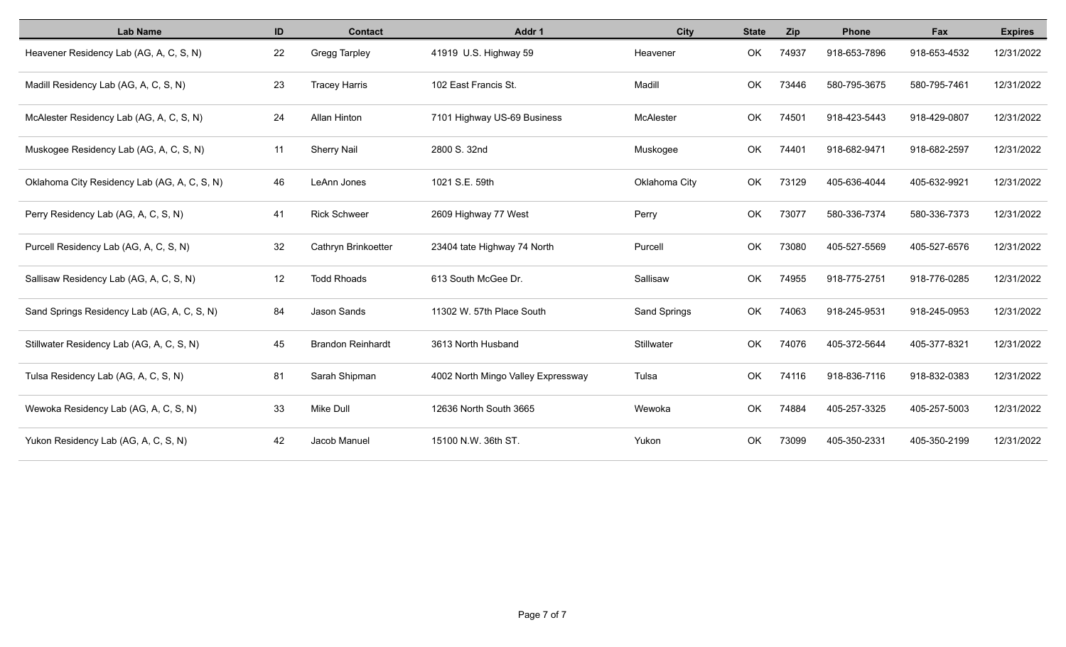| Lab Name | ID | Contact | Addr 1 | City | State | Zip | Phone | Fax | Expires |
|---|---|---|---|---|---|---|---|---|---|
| Heavener Residency Lab (AG, A, C, S, N) | 22 | Gregg Tarpley | 41919 U.S. Highway 59 | Heavener | OK | 74937 | 918-653-7896 | 918-653-4532 | 12/31/2022 |
| Madill Residency Lab (AG, A, C, S, N) | 23 | Tracey Harris | 102 East Francis St. | Madill | OK | 73446 | 580-795-3675 | 580-795-7461 | 12/31/2022 |
| McAlester Residency Lab (AG, A, C, S, N) | 24 | Allan Hinton | 7101 Highway US-69 Business | McAlester | OK | 74501 | 918-423-5443 | 918-429-0807 | 12/31/2022 |
| Muskogee Residency Lab (AG, A, C, S, N) | 11 | Sherry Nail | 2800 S. 32nd | Muskogee | OK | 74401 | 918-682-9471 | 918-682-2597 | 12/31/2022 |
| Oklahoma City Residency Lab (AG, A, C, S, N) | 46 | LeAnn Jones | 1021 S.E. 59th | Oklahoma City | OK | 73129 | 405-636-4044 | 405-632-9921 | 12/31/2022 |
| Perry Residency Lab (AG, A, C, S, N) | 41 | Rick Schweer | 2609 Highway 77 West | Perry | OK | 73077 | 580-336-7374 | 580-336-7373 | 12/31/2022 |
| Purcell Residency Lab (AG, A, C, S, N) | 32 | Cathryn Brinkoetter | 23404 tate Highway 74 North | Purcell | OK | 73080 | 405-527-5569 | 405-527-6576 | 12/31/2022 |
| Sallisaw Residency Lab (AG, A, C, S, N) | 12 | Todd Rhoads | 613 South McGee Dr. | Sallisaw | OK | 74955 | 918-775-2751 | 918-776-0285 | 12/31/2022 |
| Sand Springs Residency Lab (AG, A, C, S, N) | 84 | Jason Sands | 11302 W. 57th Place South | Sand Springs | OK | 74063 | 918-245-9531 | 918-245-0953 | 12/31/2022 |
| Stillwater Residency Lab (AG, A, C, S, N) | 45 | Brandon Reinhardt | 3613 North Husband | Stillwater | OK | 74076 | 405-372-5644 | 405-377-8321 | 12/31/2022 |
| Tulsa Residency Lab (AG, A, C, S, N) | 81 | Sarah Shipman | 4002 North Mingo Valley Expressway | Tulsa | OK | 74116 | 918-836-7116 | 918-832-0383 | 12/31/2022 |
| Wewoka Residency Lab (AG, A, C, S, N) | 33 | Mike Dull | 12636 North South 3665 | Wewoka | OK | 74884 | 405-257-3325 | 405-257-5003 | 12/31/2022 |
| Yukon Residency Lab (AG, A, C, S, N) | 42 | Jacob Manuel | 15100 N.W. 36th ST. | Yukon | OK | 73099 | 405-350-2331 | 405-350-2199 | 12/31/2022 |